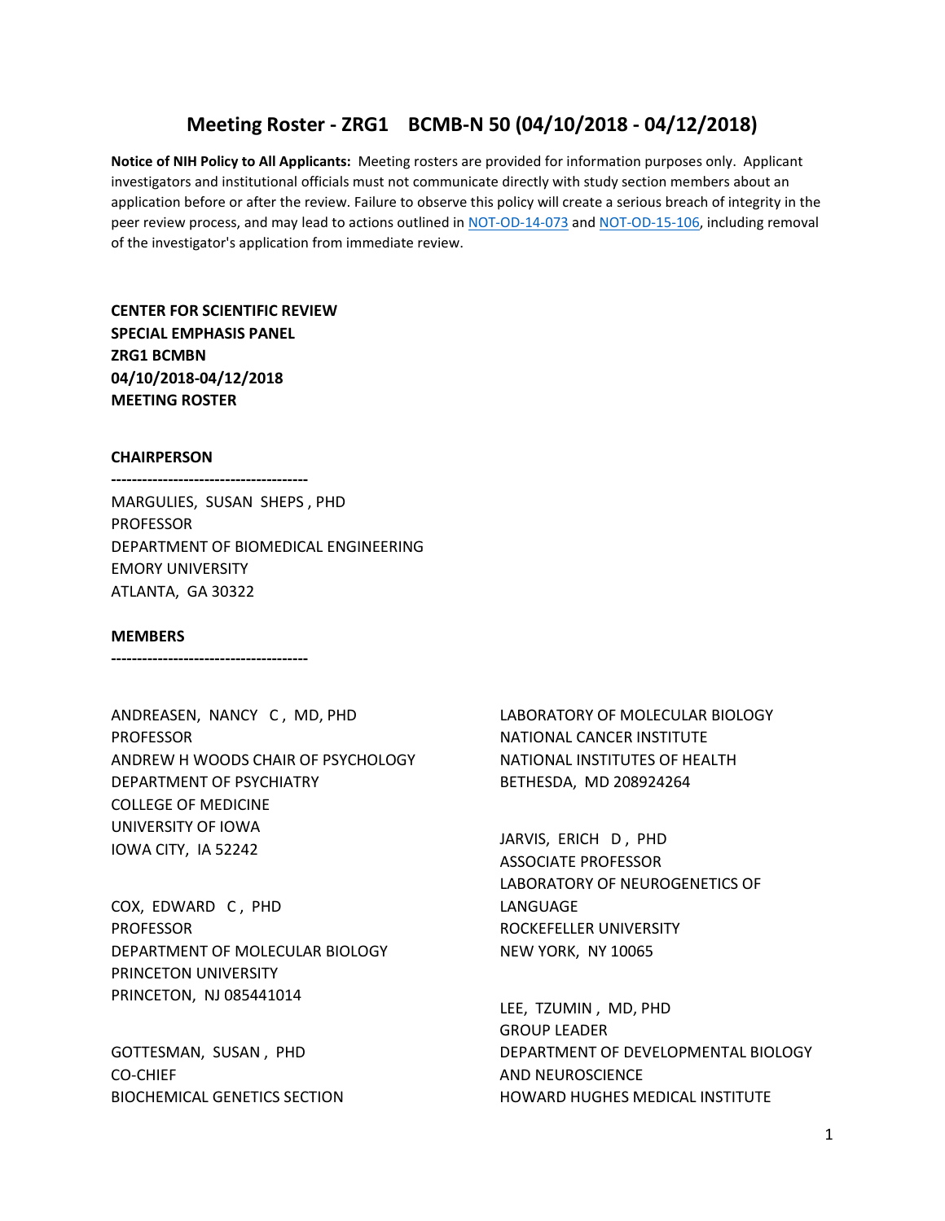# Meeting Roster - ZRG1 BCMB-N 50 (04/10/2018 - 04/12/2018)

**Notice of NIH Policy to All Applicants:** Meeting rosters are provided for information purposes only. Applicant investigators and institutional officials must not communicate directly with study section members about an application before or after the review. Failure to observe this policy will create a serious breach of integrity in the peer review process, and may lead to actions outlined in NOT-OD-14-073 and NOT-OD-15-106, including removal of the investigator's application from immediate review.

**CENTER FOR SCIENTIFIC REVIEW**
**SPECIAL EMPHASIS PANEL**
**ZRG1 BCMBN**
**04/10/2018-04/12/2018**
**MEETING ROSTER**

**CHAIRPERSON**

**-------------------------------------**

MARGULIES, SUSAN SHEPS , PHD
PROFESSOR
DEPARTMENT OF BIOMEDICAL ENGINEERING
EMORY UNIVERSITY
ATLANTA, GA 30322

**MEMBERS**

**-------------------------------------**

ANDREASEN, NANCY C , MD, PHD
PROFESSOR
ANDREW H WOODS CHAIR OF PSYCHOLOGY
DEPARTMENT OF PSYCHIATRY
COLLEGE OF MEDICINE
UNIVERSITY OF IOWA
IOWA CITY, IA 52242

COX, EDWARD C , PHD
PROFESSOR
DEPARTMENT OF MOLECULAR BIOLOGY
PRINCETON UNIVERSITY
PRINCETON, NJ 085441014

GOTTESMAN, SUSAN , PHD
CO-CHIEF
BIOCHEMICAL GENETICS SECTION
LABORATORY OF MOLECULAR BIOLOGY
NATIONAL CANCER INSTITUTE
NATIONAL INSTITUTES OF HEALTH
BETHESDA, MD 208924264

JARVIS, ERICH D , PHD
ASSOCIATE PROFESSOR
LABORATORY OF NEUROGENETICS OF LANGUAGE
ROCKEFELLER UNIVERSITY
NEW YORK, NY 10065

LEE, TZUMIN , MD, PHD
GROUP LEADER
DEPARTMENT OF DEVELOPMENTAL BIOLOGY AND NEUROSCIENCE
HOWARD HUGHES MEDICAL INSTITUTE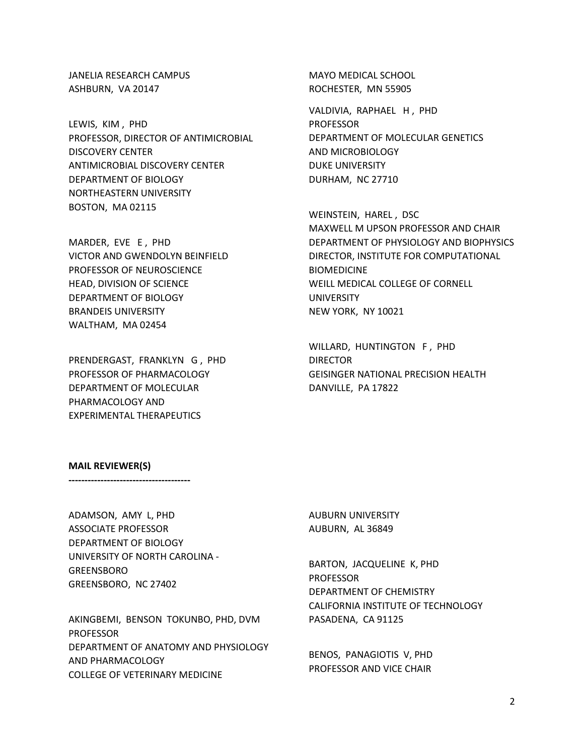JANELIA RESEARCH CAMPUS
ASHBURN, VA 20147

LEWIS, KIM , PHD
PROFESSOR, DIRECTOR OF ANTIMICROBIAL DISCOVERY CENTER
ANTIMICROBIAL DISCOVERY CENTER
DEPARTMENT OF BIOLOGY
NORTHEASTERN UNIVERSITY
BOSTON, MA 02115

MARDER, EVE E , PHD
VICTOR AND GWENDOLYN BEINFIELD PROFESSOR OF NEUROSCIENCE
HEAD, DIVISION OF SCIENCE
DEPARTMENT OF BIOLOGY
BRANDEIS UNIVERSITY
WALTHAM, MA 02454

PRENDERGAST, FRANKLYN G , PHD
PROFESSOR OF PHARMACOLOGY
DEPARTMENT OF MOLECULAR PHARMACOLOGY AND EXPERIMENTAL THERAPEUTICS
MAYO MEDICAL SCHOOL
ROCHESTER, MN 55905

VALDIVIA, RAPHAEL H , PHD
PROFESSOR
DEPARTMENT OF MOLECULAR GENETICS AND MICROBIOLOGY
DUKE UNIVERSITY
DURHAM, NC 27710

WEINSTEIN, HAREL , DSC
MAXWELL M UPSON PROFESSOR AND CHAIR
DEPARTMENT OF PHYSIOLOGY AND BIOPHYSICS
DIRECTOR, INSTITUTE FOR COMPUTATIONAL BIOMEDICINE
WEILL MEDICAL COLLEGE OF CORNELL UNIVERSITY
NEW YORK, NY 10021

WILLARD, HUNTINGTON F , PHD
DIRECTOR
GEISINGER NATIONAL PRECISION HEALTH
DANVILLE, PA 17822

**MAIL REVIEWER(S)**

**-------------------------------------**

ADAMSON, AMY L, PHD
ASSOCIATE PROFESSOR
DEPARTMENT OF BIOLOGY
UNIVERSITY OF NORTH CAROLINA - GREENSBORO
GREENSBORO, NC 27402

AKINGBEMI, BENSON TOKUNBO, PHD, DVM
PROFESSOR
DEPARTMENT OF ANATOMY AND PHYSIOLOGY AND PHARMACOLOGY
COLLEGE OF VETERINARY MEDICINE
AUBURN UNIVERSITY
AUBURN, AL 36849

BARTON, JACQUELINE K, PHD
PROFESSOR
DEPARTMENT OF CHEMISTRY
CALIFORNIA INSTITUTE OF TECHNOLOGY
PASADENA, CA 91125

BENOS, PANAGIOTIS V, PHD
PROFESSOR AND VICE CHAIR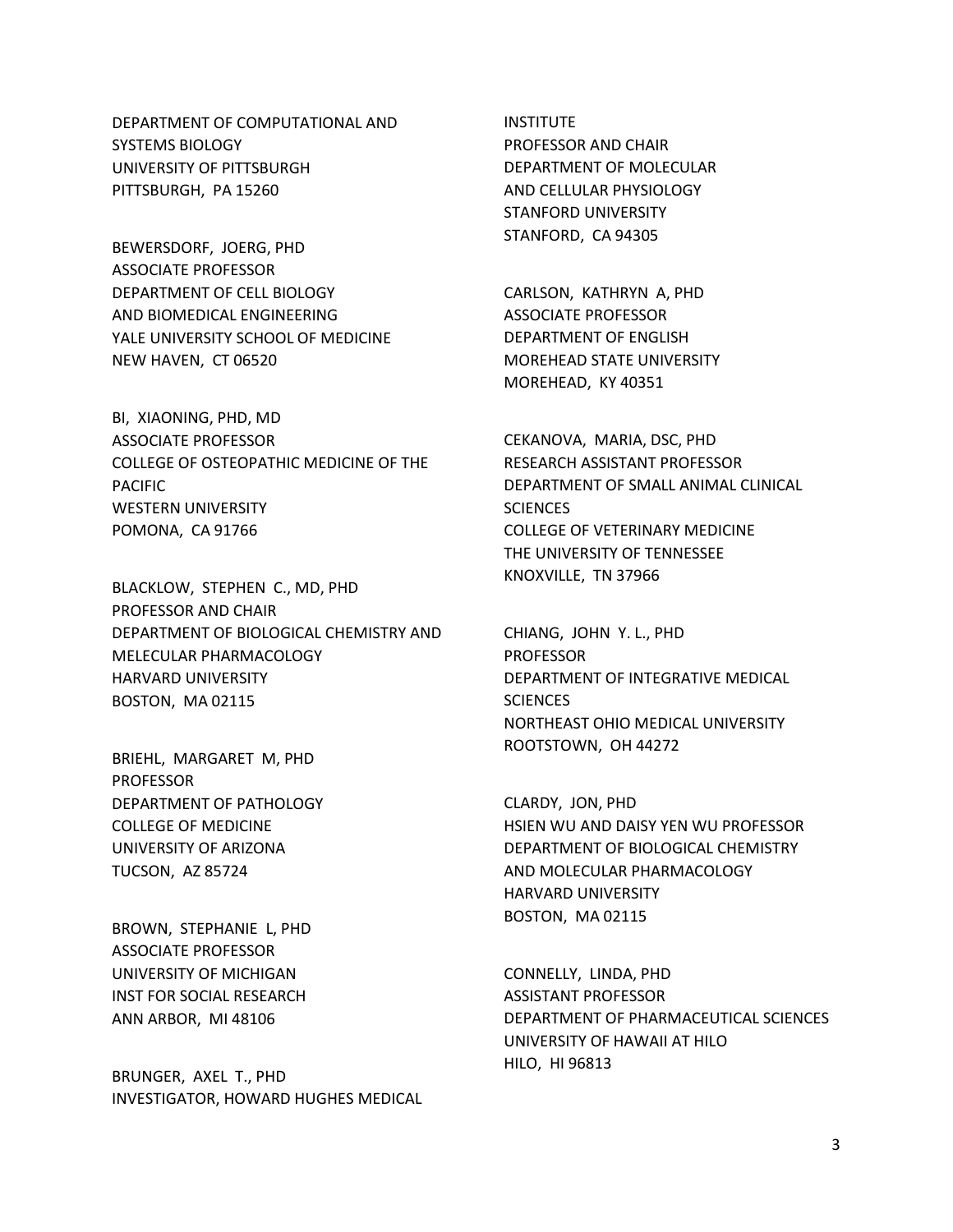DEPARTMENT OF COMPUTATIONAL AND
SYSTEMS BIOLOGY
UNIVERSITY OF PITTSBURGH
PITTSBURGH, PA 15260

BEWERSDORF, JOERG, PHD
ASSOCIATE PROFESSOR
DEPARTMENT OF CELL BIOLOGY
AND BIOMEDICAL ENGINEERING
YALE UNIVERSITY SCHOOL OF MEDICINE
NEW HAVEN, CT 06520

BI, XIAONING, PHD, MD
ASSOCIATE PROFESSOR
COLLEGE OF OSTEOPATHIC MEDICINE OF THE
PACIFIC
WESTERN UNIVERSITY
POMONA, CA 91766

BLACKLOW, STEPHEN C., MD, PHD
PROFESSOR AND CHAIR
DEPARTMENT OF BIOLOGICAL CHEMISTRY AND
MELECULAR PHARMACOLOGY
HARVARD UNIVERSITY
BOSTON, MA 02115

BRIEHL, MARGARET M, PHD
PROFESSOR
DEPARTMENT OF PATHOLOGY
COLLEGE OF MEDICINE
UNIVERSITY OF ARIZONA
TUCSON, AZ 85724

BROWN, STEPHANIE L, PHD
ASSOCIATE PROFESSOR
UNIVERSITY OF MICHIGAN
INST FOR SOCIAL RESEARCH
ANN ARBOR, MI 48106

BRUNGER, AXEL T., PHD
INVESTIGATOR, HOWARD HUGHES MEDICAL
INSTITUTE
PROFESSOR AND CHAIR
DEPARTMENT OF MOLECULAR
AND CELLULAR PHYSIOLOGY
STANFORD UNIVERSITY
STANFORD, CA 94305

CARLSON, KATHRYN A, PHD
ASSOCIATE PROFESSOR
DEPARTMENT OF ENGLISH
MOREHEAD STATE UNIVERSITY
MOREHEAD, KY 40351

CEKANOVA, MARIA, DSC, PHD
RESEARCH ASSISTANT PROFESSOR
DEPARTMENT OF SMALL ANIMAL CLINICAL
SCIENCES
COLLEGE OF VETERINARY MEDICINE
THE UNIVERSITY OF TENNESSEE
KNOXVILLE, TN 37966

CHIANG, JOHN Y. L., PHD
PROFESSOR
DEPARTMENT OF INTEGRATIVE MEDICAL
SCIENCES
NORTHEAST OHIO MEDICAL UNIVERSITY
ROOTSTOWN, OH 44272

CLARDY, JON, PHD
HSIEN WU AND DAISY YEN WU PROFESSOR
DEPARTMENT OF BIOLOGICAL CHEMISTRY
AND MOLECULAR PHARMACOLOGY
HARVARD UNIVERSITY
BOSTON, MA 02115

CONNELLY, LINDA, PHD
ASSISTANT PROFESSOR
DEPARTMENT OF PHARMACEUTICAL SCIENCES
UNIVERSITY OF HAWAII AT HILO
HILO, HI 96813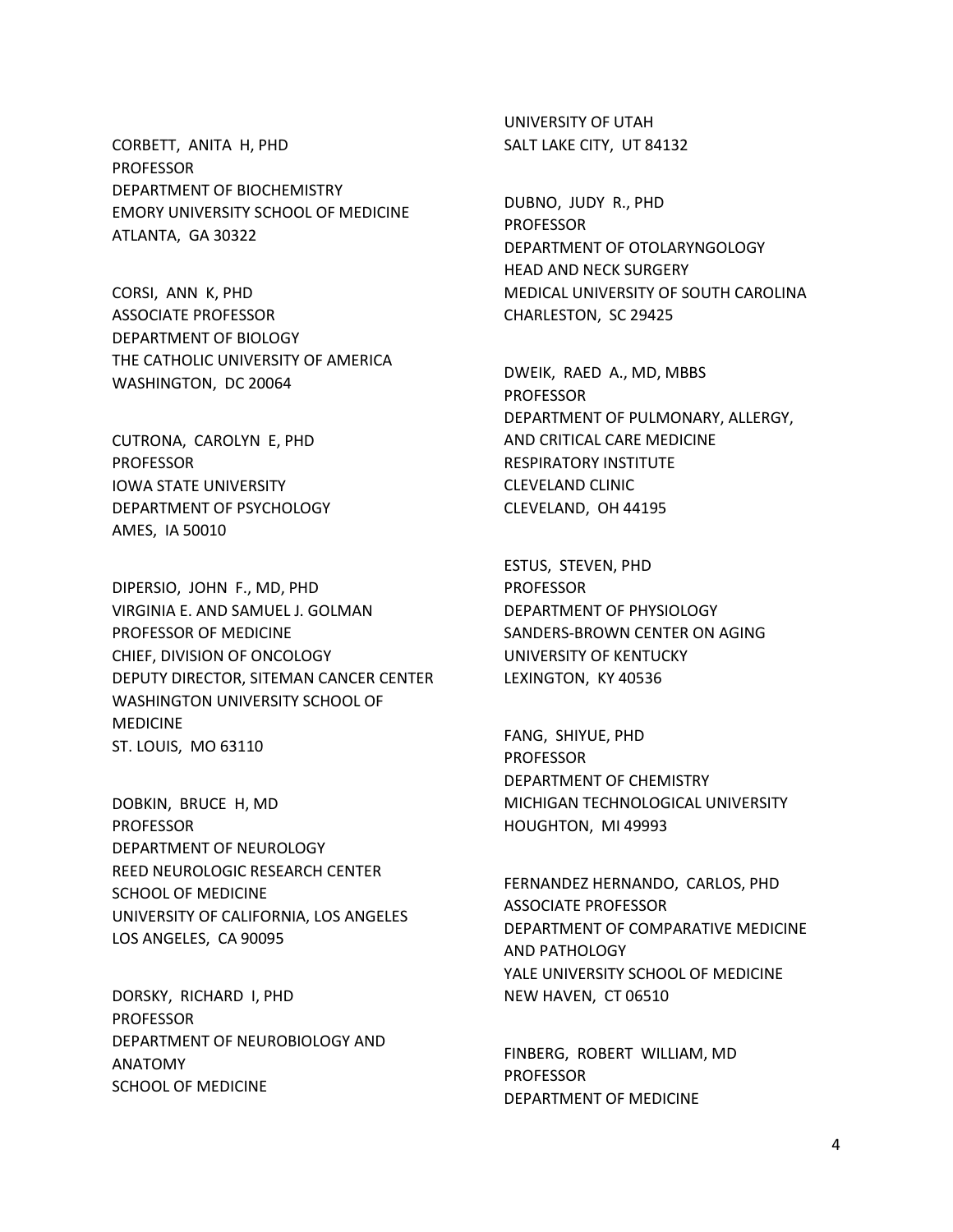CORBETT, ANITA H, PHD
PROFESSOR
DEPARTMENT OF BIOCHEMISTRY
EMORY UNIVERSITY SCHOOL OF MEDICINE
ATLANTA, GA 30322

CORSI, ANN K, PHD
ASSOCIATE PROFESSOR
DEPARTMENT OF BIOLOGY
THE CATHOLIC UNIVERSITY OF AMERICA
WASHINGTON, DC 20064

CUTRONA, CAROLYN E, PHD
PROFESSOR
IOWA STATE UNIVERSITY
DEPARTMENT OF PSYCHOLOGY
AMES, IA 50010

DIPERSIO, JOHN F., MD, PHD
VIRGINIA E. AND SAMUEL J. GOLMAN
PROFESSOR OF MEDICINE
CHIEF, DIVISION OF ONCOLOGY
DEPUTY DIRECTOR, SITEMAN CANCER CENTER
WASHINGTON UNIVERSITY SCHOOL OF
MEDICINE
ST. LOUIS, MO 63110

DOBKIN, BRUCE H, MD
PROFESSOR
DEPARTMENT OF NEUROLOGY
REED NEUROLOGIC RESEARCH CENTER
SCHOOL OF MEDICINE
UNIVERSITY OF CALIFORNIA, LOS ANGELES
LOS ANGELES, CA 90095

DORSKY, RICHARD I, PHD
PROFESSOR
DEPARTMENT OF NEUROBIOLOGY AND
ANATOMY
SCHOOL OF MEDICINE
UNIVERSITY OF UTAH
SALT LAKE CITY, UT 84132

DUBNO, JUDY R., PHD
PROFESSOR
DEPARTMENT OF OTOLARYNGOLOGY
HEAD AND NECK SURGERY
MEDICAL UNIVERSITY OF SOUTH CAROLINA
CHARLESTON, SC 29425

DWEIK, RAED A., MD, MBBS
PROFESSOR
DEPARTMENT OF PULMONARY, ALLERGY,
AND CRITICAL CARE MEDICINE
RESPIRATORY INSTITUTE
CLEVELAND CLINIC
CLEVELAND, OH 44195

ESTUS, STEVEN, PHD
PROFESSOR
DEPARTMENT OF PHYSIOLOGY
SANDERS-BROWN CENTER ON AGING
UNIVERSITY OF KENTUCKY
LEXINGTON, KY 40536

FANG, SHIYUE, PHD
PROFESSOR
DEPARTMENT OF CHEMISTRY
MICHIGAN TECHNOLOGICAL UNIVERSITY
HOUGHTON, MI 49993

FERNANDEZ HERNANDO, CARLOS, PHD
ASSOCIATE PROFESSOR
DEPARTMENT OF COMPARATIVE MEDICINE
AND PATHOLOGY
YALE UNIVERSITY SCHOOL OF MEDICINE
NEW HAVEN, CT 06510

FINBERG, ROBERT WILLIAM, MD
PROFESSOR
DEPARTMENT OF MEDICINE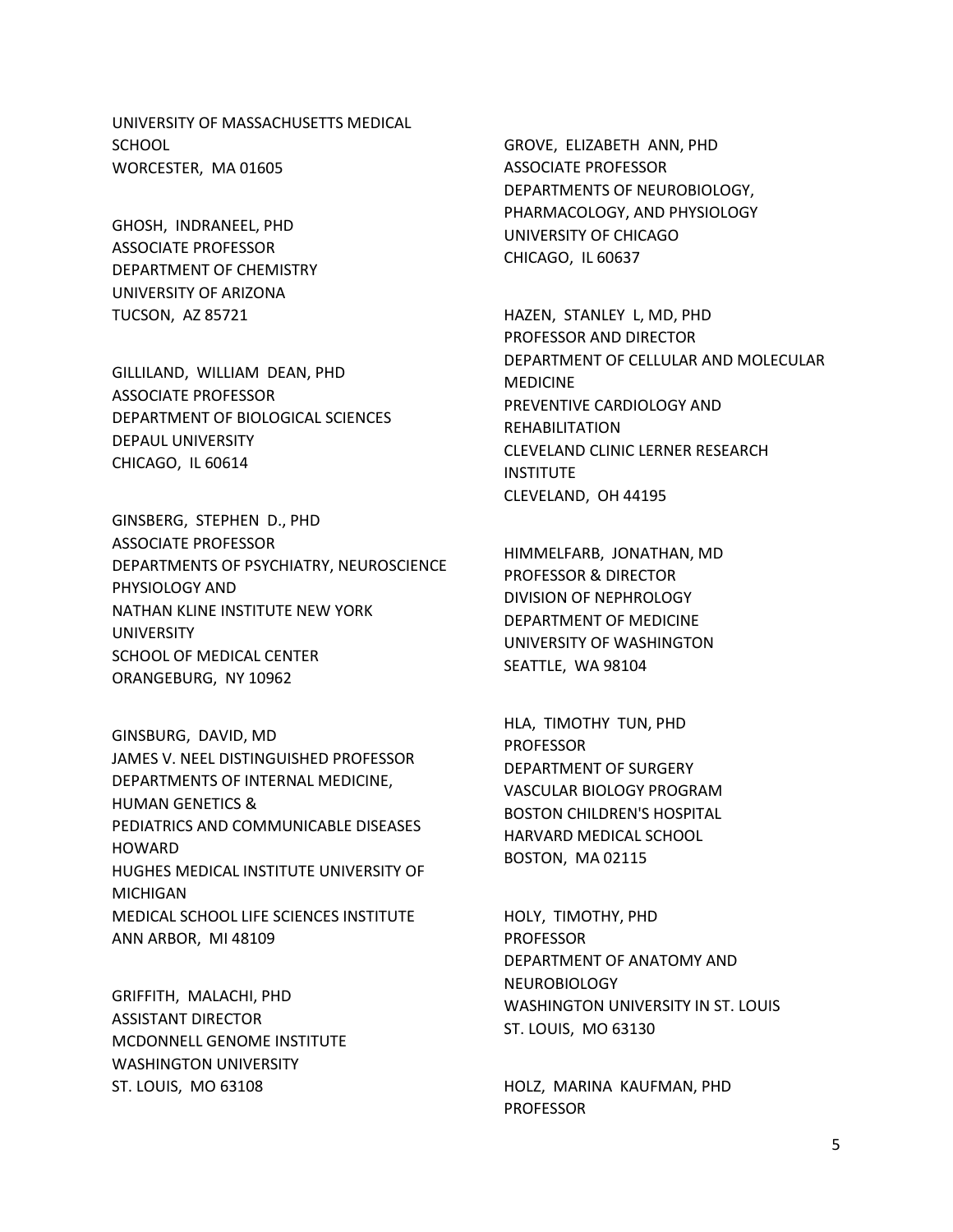UNIVERSITY OF MASSACHUSETTS MEDICAL SCHOOL
WORCESTER, MA 01605

GHOSH, INDRANEEL, PHD
ASSOCIATE PROFESSOR
DEPARTMENT OF CHEMISTRY
UNIVERSITY OF ARIZONA
TUCSON, AZ 85721

GILLILAND, WILLIAM DEAN, PHD
ASSOCIATE PROFESSOR
DEPARTMENT OF BIOLOGICAL SCIENCES
DEPAUL UNIVERSITY
CHICAGO, IL 60614

GINSBERG, STEPHEN D., PHD
ASSOCIATE PROFESSOR
DEPARTMENTS OF PSYCHIATRY, NEUROSCIENCE PHYSIOLOGY AND
NATHAN KLINE INSTITUTE NEW YORK UNIVERSITY
SCHOOL OF MEDICAL CENTER
ORANGEBURG, NY 10962

GINSBURG, DAVID, MD
JAMES V. NEEL DISTINGUISHED PROFESSOR
DEPARTMENTS OF INTERNAL MEDICINE, HUMAN GENETICS &
PEDIATRICS AND COMMUNICABLE DISEASES HOWARD
HUGHES MEDICAL INSTITUTE UNIVERSITY OF MICHIGAN
MEDICAL SCHOOL LIFE SCIENCES INSTITUTE
ANN ARBOR, MI 48109

GRIFFITH, MALACHI, PHD
ASSISTANT DIRECTOR
MCDONNELL GENOME INSTITUTE
WASHINGTON UNIVERSITY
ST. LOUIS, MO 63108

GROVE, ELIZABETH ANN, PHD
ASSOCIATE PROFESSOR
DEPARTMENTS OF NEUROBIOLOGY, PHARMACOLOGY, AND PHYSIOLOGY
UNIVERSITY OF CHICAGO
CHICAGO, IL 60637

HAZEN, STANLEY L, MD, PHD
PROFESSOR AND DIRECTOR
DEPARTMENT OF CELLULAR AND MOLECULAR MEDICINE
PREVENTIVE CARDIOLOGY AND REHABILITATION
CLEVELAND CLINIC LERNER RESEARCH INSTITUTE
CLEVELAND, OH 44195

HIMMELFARB, JONATHAN, MD
PROFESSOR & DIRECTOR
DIVISION OF NEPHROLOGY
DEPARTMENT OF MEDICINE
UNIVERSITY OF WASHINGTON
SEATTLE, WA 98104

HLA, TIMOTHY TUN, PHD
PROFESSOR
DEPARTMENT OF SURGERY
VASCULAR BIOLOGY PROGRAM
BOSTON CHILDREN'S HOSPITAL
HARVARD MEDICAL SCHOOL
BOSTON, MA 02115

HOLY, TIMOTHY, PHD
PROFESSOR
DEPARTMENT OF ANATOMY AND NEUROBIOLOGY
WASHINGTON UNIVERSITY IN ST. LOUIS
ST. LOUIS, MO 63130

HOLZ, MARINA KAUFMAN, PHD
PROFESSOR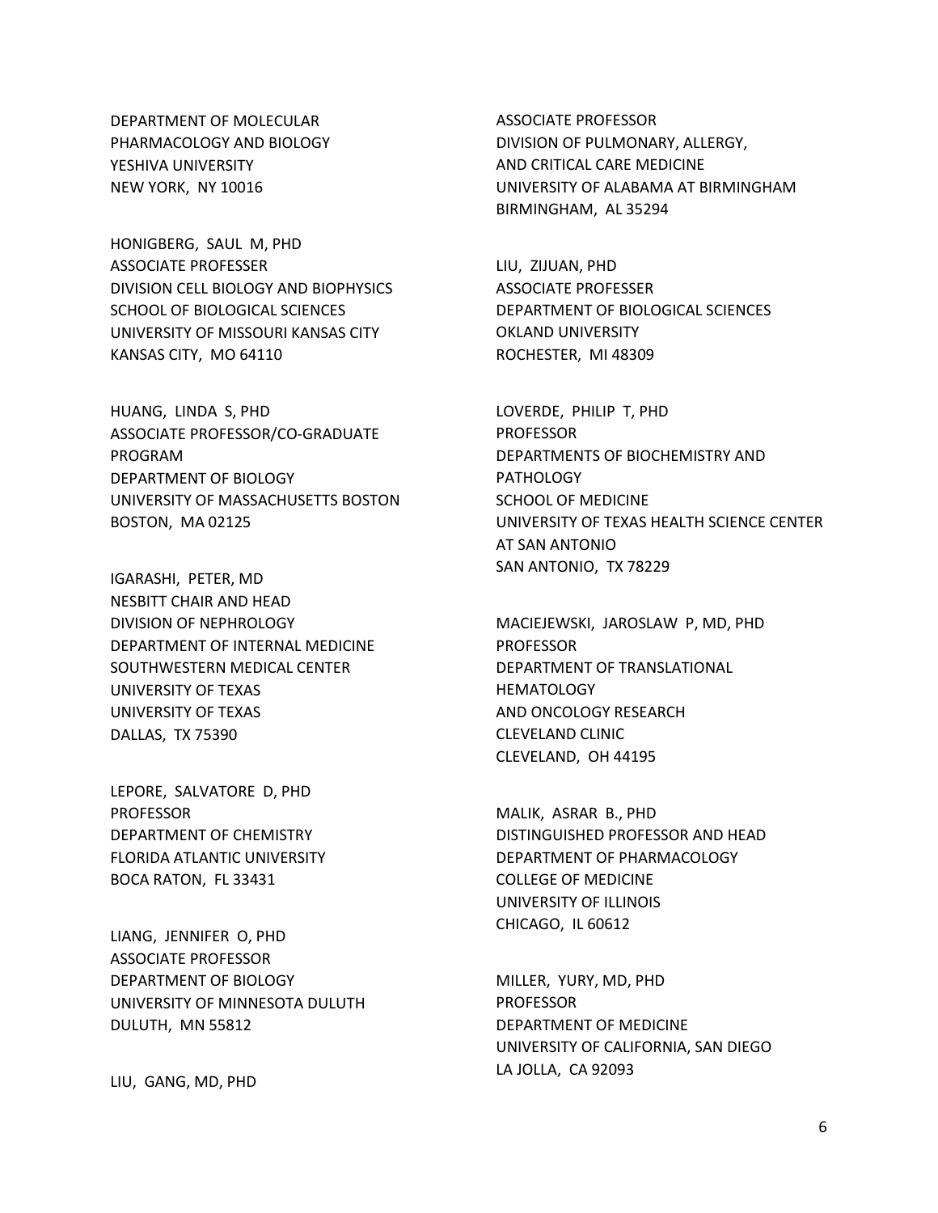DEPARTMENT OF MOLECULAR
PHARMACOLOGY AND BIOLOGY
YESHIVA UNIVERSITY
NEW YORK, NY 10016

HONIGBERG, SAUL M, PHD
ASSOCIATE PROFESSER
DIVISION CELL BIOLOGY AND BIOPHYSICS
SCHOOL OF BIOLOGICAL SCIENCES
UNIVERSITY OF MISSOURI KANSAS CITY
KANSAS CITY, MO 64110

HUANG, LINDA S, PHD
ASSOCIATE PROFESSOR/CO-GRADUATE
PROGRAM
DEPARTMENT OF BIOLOGY
UNIVERSITY OF MASSACHUSETTS BOSTON
BOSTON, MA 02125

IGARASHI, PETER, MD
NESBITT CHAIR AND HEAD
DIVISION OF NEPHROLOGY
DEPARTMENT OF INTERNAL MEDICINE
SOUTHWESTERN MEDICAL CENTER
UNIVERSITY OF TEXAS
UNIVERSITY OF TEXAS
DALLAS, TX 75390

LEPORE, SALVATORE D, PHD
PROFESSOR
DEPARTMENT OF CHEMISTRY
FLORIDA ATLANTIC UNIVERSITY
BOCA RATON, FL 33431

LIANG, JENNIFER O, PHD
ASSOCIATE PROFESSOR
DEPARTMENT OF BIOLOGY
UNIVERSITY OF MINNESOTA DULUTH
DULUTH, MN 55812

LIU, GANG, MD, PHD
ASSOCIATE PROFESSOR
DIVISION OF PULMONARY, ALLERGY,
AND CRITICAL CARE MEDICINE
UNIVERSITY OF ALABAMA AT BIRMINGHAM
BIRMINGHAM, AL 35294

LIU, ZIJUAN, PHD
ASSOCIATE PROFESSER
DEPARTMENT OF BIOLOGICAL SCIENCES
OKLAND UNIVERSITY
ROCHESTER, MI 48309

LOVERDE, PHILIP T, PHD
PROFESSOR
DEPARTMENTS OF BIOCHEMISTRY AND
PATHOLOGY
SCHOOL OF MEDICINE
UNIVERSITY OF TEXAS HEALTH SCIENCE CENTER
AT SAN ANTONIO
SAN ANTONIO, TX 78229

MACIEJEWSKI, JAROSLAW P, MD, PHD
PROFESSOR
DEPARTMENT OF TRANSLATIONAL
HEMATOLOGY
AND ONCOLOGY RESEARCH
CLEVELAND CLINIC
CLEVELAND, OH 44195

MALIK, ASRAR B., PHD
DISTINGUISHED PROFESSOR AND HEAD
DEPARTMENT OF PHARMACOLOGY
COLLEGE OF MEDICINE
UNIVERSITY OF ILLINOIS
CHICAGO, IL 60612

MILLER, YURY, MD, PHD
PROFESSOR
DEPARTMENT OF MEDICINE
UNIVERSITY OF CALIFORNIA, SAN DIEGO
LA JOLLA, CA 92093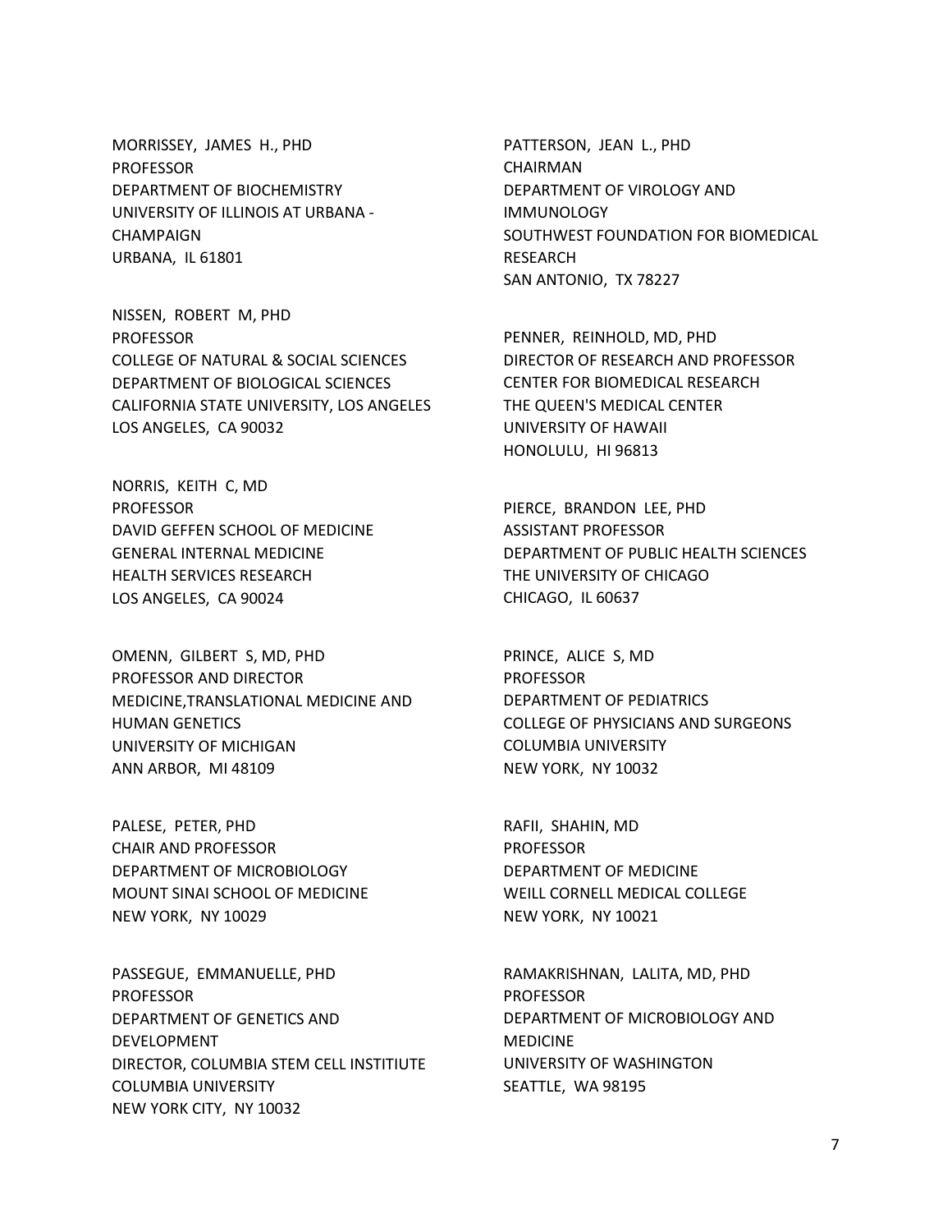MORRISSEY, JAMES H., PHD
PROFESSOR
DEPARTMENT OF BIOCHEMISTRY
UNIVERSITY OF ILLINOIS AT URBANA - CHAMPAIGN
URBANA, IL 61801

NISSEN, ROBERT M, PHD
PROFESSOR
COLLEGE OF NATURAL & SOCIAL SCIENCES
DEPARTMENT OF BIOLOGICAL SCIENCES
CALIFORNIA STATE UNIVERSITY, LOS ANGELES
LOS ANGELES, CA 90032

NORRIS, KEITH C, MD
PROFESSOR
DAVID GEFFEN SCHOOL OF MEDICINE
GENERAL INTERNAL MEDICINE
HEALTH SERVICES RESEARCH
LOS ANGELES, CA 90024

OMENN, GILBERT S, MD, PHD
PROFESSOR AND DIRECTOR
MEDICINE,TRANSLATIONAL MEDICINE AND HUMAN GENETICS
UNIVERSITY OF MICHIGAN
ANN ARBOR, MI 48109

PALESE, PETER, PHD
CHAIR AND PROFESSOR
DEPARTMENT OF MICROBIOLOGY
MOUNT SINAI SCHOOL OF MEDICINE
NEW YORK, NY 10029

PASSEGUE, EMMANUELLE, PHD
PROFESSOR
DEPARTMENT OF GENETICS AND DEVELOPMENT
DIRECTOR, COLUMBIA STEM CELL INSTITIUTE
COLUMBIA UNIVERSITY
NEW YORK CITY, NY 10032

PATTERSON, JEAN L., PHD
CHAIRMAN
DEPARTMENT OF VIROLOGY AND IMMUNOLOGY
SOUTHWEST FOUNDATION FOR BIOMEDICAL RESEARCH
SAN ANTONIO, TX 78227

PENNER, REINHOLD, MD, PHD
DIRECTOR OF RESEARCH AND PROFESSOR
CENTER FOR BIOMEDICAL RESEARCH
THE QUEEN'S MEDICAL CENTER
UNIVERSITY OF HAWAII
HONOLULU, HI 96813

PIERCE, BRANDON LEE, PHD
ASSISTANT PROFESSOR
DEPARTMENT OF PUBLIC HEALTH SCIENCES
THE UNIVERSITY OF CHICAGO
CHICAGO, IL 60637

PRINCE, ALICE S, MD
PROFESSOR
DEPARTMENT OF PEDIATRICS
COLLEGE OF PHYSICIANS AND SURGEONS
COLUMBIA UNIVERSITY
NEW YORK, NY 10032

RAFII, SHAHIN, MD
PROFESSOR
DEPARTMENT OF MEDICINE
WEILL CORNELL MEDICAL COLLEGE
NEW YORK, NY 10021

RAMAKRISHNAN, LALITA, MD, PHD
PROFESSOR
DEPARTMENT OF MICROBIOLOGY AND MEDICINE
UNIVERSITY OF WASHINGTON
SEATTLE, WA 98195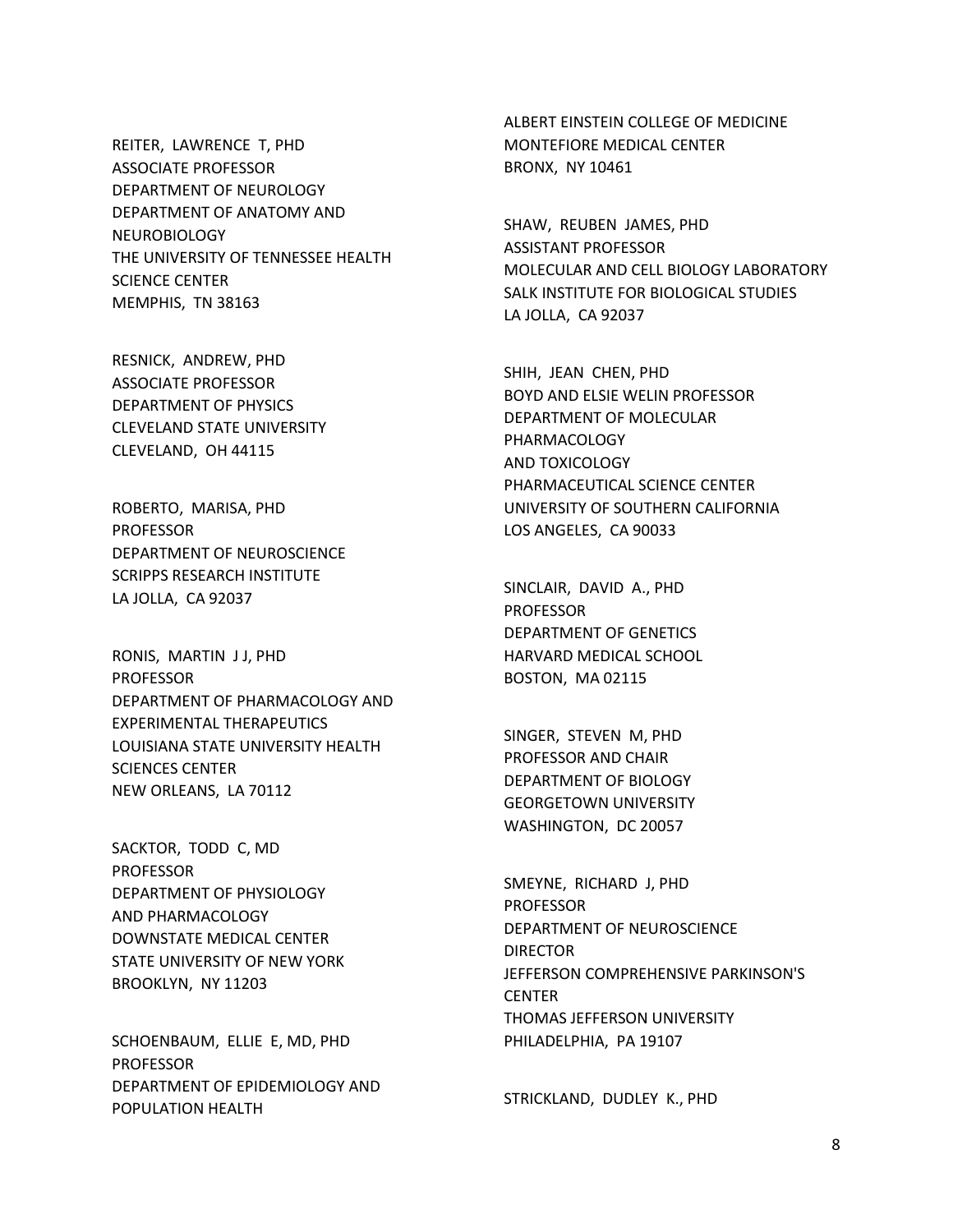REITER, LAWRENCE T, PHD
ASSOCIATE PROFESSOR
DEPARTMENT OF NEUROLOGY
DEPARTMENT OF ANATOMY AND NEUROBIOLOGY
THE UNIVERSITY OF TENNESSEE HEALTH SCIENCE CENTER
MEMPHIS, TN 38163

RESNICK, ANDREW, PHD
ASSOCIATE PROFESSOR
DEPARTMENT OF PHYSICS
CLEVELAND STATE UNIVERSITY
CLEVELAND, OH 44115

ROBERTO, MARISA, PHD
PROFESSOR
DEPARTMENT OF NEUROSCIENCE
SCRIPPS RESEARCH INSTITUTE
LA JOLLA, CA 92037

RONIS, MARTIN J J, PHD
PROFESSOR
DEPARTMENT OF PHARMACOLOGY AND EXPERIMENTAL THERAPEUTICS
LOUISIANA STATE UNIVERSITY HEALTH SCIENCES CENTER
NEW ORLEANS, LA 70112

SACKTOR, TODD C, MD
PROFESSOR
DEPARTMENT OF PHYSIOLOGY AND PHARMACOLOGY
DOWNSTATE MEDICAL CENTER
STATE UNIVERSITY OF NEW YORK
BROOKLYN, NY 11203

SCHOENBAUM, ELLIE E, MD, PHD
PROFESSOR
DEPARTMENT OF EPIDEMIOLOGY AND POPULATION HEALTH
ALBERT EINSTEIN COLLEGE OF MEDICINE
MONTEFIORE MEDICAL CENTER
BRONX, NY 10461

SHAW, REUBEN JAMES, PHD
ASSISTANT PROFESSOR
MOLECULAR AND CELL BIOLOGY LABORATORY
SALK INSTITUTE FOR BIOLOGICAL STUDIES
LA JOLLA, CA 92037

SHIH, JEAN CHEN, PHD
BOYD AND ELSIE WELIN PROFESSOR
DEPARTMENT OF MOLECULAR PHARMACOLOGY
AND TOXICOLOGY
PHARMACEUTICAL SCIENCE CENTER
UNIVERSITY OF SOUTHERN CALIFORNIA
LOS ANGELES, CA 90033

SINCLAIR, DAVID A., PHD
PROFESSOR
DEPARTMENT OF GENETICS
HARVARD MEDICAL SCHOOL
BOSTON, MA 02115

SINGER, STEVEN M, PHD
PROFESSOR AND CHAIR
DEPARTMENT OF BIOLOGY
GEORGETOWN UNIVERSITY
WASHINGTON, DC 20057

SMEYNE, RICHARD J, PHD
PROFESSOR
DEPARTMENT OF NEUROSCIENCE
DIRECTOR
JEFFERSON COMPREHENSIVE PARKINSON'S CENTER
THOMAS JEFFERSON UNIVERSITY
PHILADELPHIA, PA 19107

STRICKLAND, DUDLEY K., PHD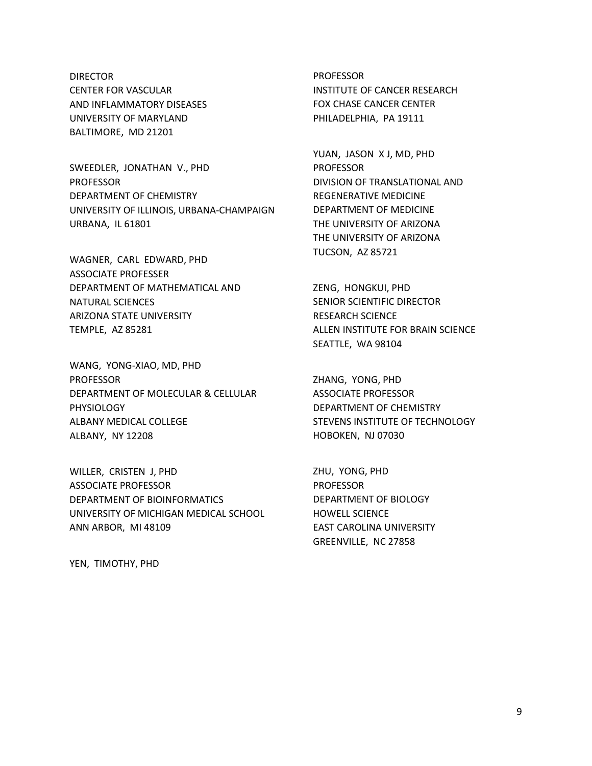DIRECTOR
CENTER FOR VASCULAR
AND INFLAMMATORY DISEASES
UNIVERSITY OF MARYLAND
BALTIMORE, MD 21201

SWEEDLER, JONATHAN V., PHD
PROFESSOR
DEPARTMENT OF CHEMISTRY
UNIVERSITY OF ILLINOIS, URBANA-CHAMPAIGN
URBANA, IL 61801

WAGNER, CARL EDWARD, PHD
ASSOCIATE PROFESSER
DEPARTMENT OF MATHEMATICAL AND
NATURAL SCIENCES
ARIZONA STATE UNIVERSITY
TEMPLE, AZ 85281

WANG, YONG-XIAO, MD, PHD
PROFESSOR
DEPARTMENT OF MOLECULAR & CELLULAR
PHYSIOLOGY
ALBANY MEDICAL COLLEGE
ALBANY, NY 12208

WILLER, CRISTEN J, PHD
ASSOCIATE PROFESSOR
DEPARTMENT OF BIOINFORMATICS
UNIVERSITY OF MICHIGAN MEDICAL SCHOOL
ANN ARBOR, MI 48109

YEN, TIMOTHY, PHD
PROFESSOR
INSTITUTE OF CANCER RESEARCH
FOX CHASE CANCER CENTER
PHILADELPHIA, PA 19111

YUAN, JASON X J, MD, PHD
PROFESSOR
DIVISION OF TRANSLATIONAL AND
REGENERATIVE MEDICINE
DEPARTMENT OF MEDICINE
THE UNIVERSITY OF ARIZONA
THE UNIVERSITY OF ARIZONA
TUCSON, AZ 85721

ZENG, HONGKUI, PHD
SENIOR SCIENTIFIC DIRECTOR
RESEARCH SCIENCE
ALLEN INSTITUTE FOR BRAIN SCIENCE
SEATTLE, WA 98104

ZHANG, YONG, PHD
ASSOCIATE PROFESSOR
DEPARTMENT OF CHEMISTRY
STEVENS INSTITUTE OF TECHNOLOGY
HOBOKEN, NJ 07030

ZHU, YONG, PHD
PROFESSOR
DEPARTMENT OF BIOLOGY
HOWELL SCIENCE
EAST CAROLINA UNIVERSITY
GREENVILLE, NC 27858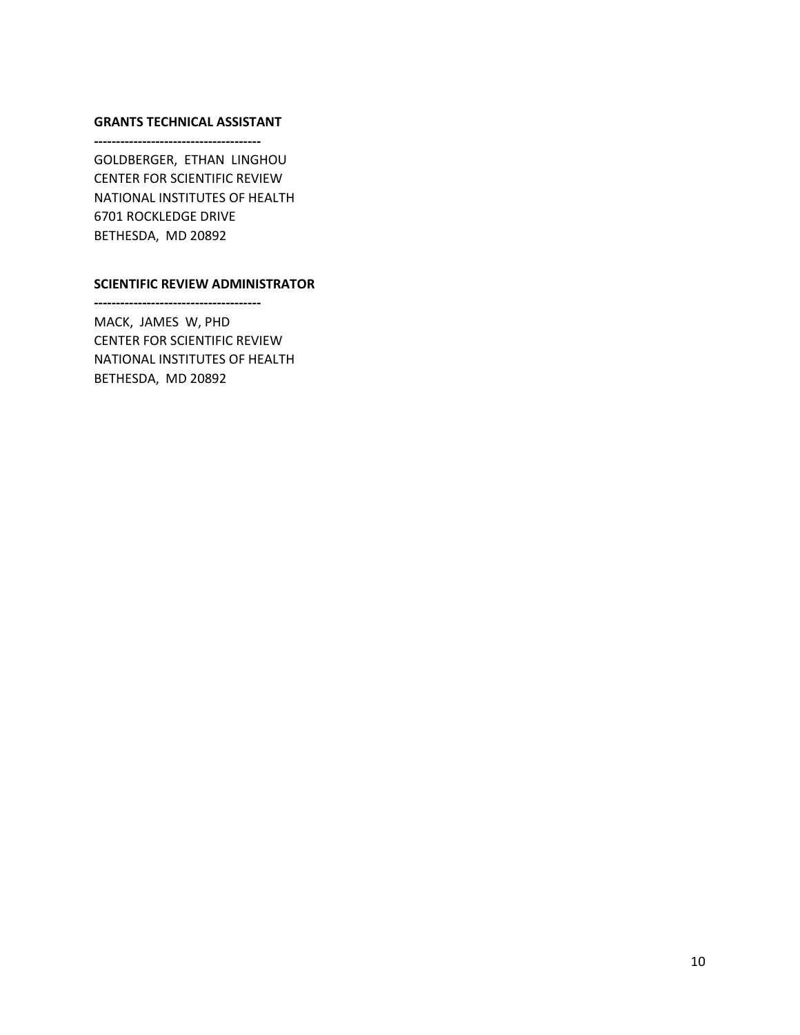**GRANTS TECHNICAL ASSISTANT**

**-------------------------------------**

GOLDBERGER, ETHAN LINGHOU
CENTER FOR SCIENTIFIC REVIEW
NATIONAL INSTITUTES OF HEALTH
6701 ROCKLEDGE DRIVE
BETHESDA, MD 20892

**SCIENTIFIC REVIEW ADMINISTRATOR**

**-------------------------------------**

MACK, JAMES W, PHD
CENTER FOR SCIENTIFIC REVIEW
NATIONAL INSTITUTES OF HEALTH
BETHESDA, MD 20892